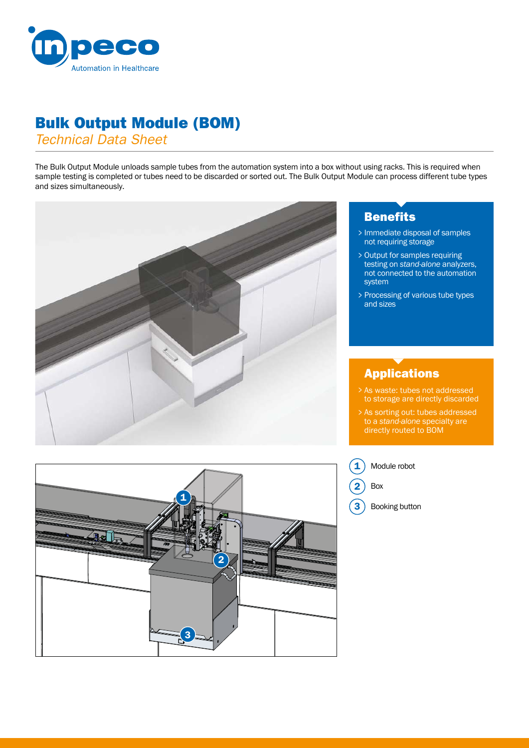# Bulk Output Module (BOM)

*Technical Data Sheet*

The Bulk Output Module unloads sample tubes from the automation system into a box without using racks. This is required when sample testing is completed or tubes need to be discarded or sorted out. The Bulk Output Module can process different tube types and sizes simultaneously.

## Benefits

- > Immediate disposal of samples not requiring storage
- > Output for samples requiring testing on *stand-alone* analyzers, not connected to the automation system
- > Processing of various tube types and sizes

## Applications

- > As waste: tubes not addressed to storage are directly discarded
- > As sorting out: tubes addressed to a *stand-alone* specialty are directly routed to BOM

1. Module robot
2. Box
3. Booking button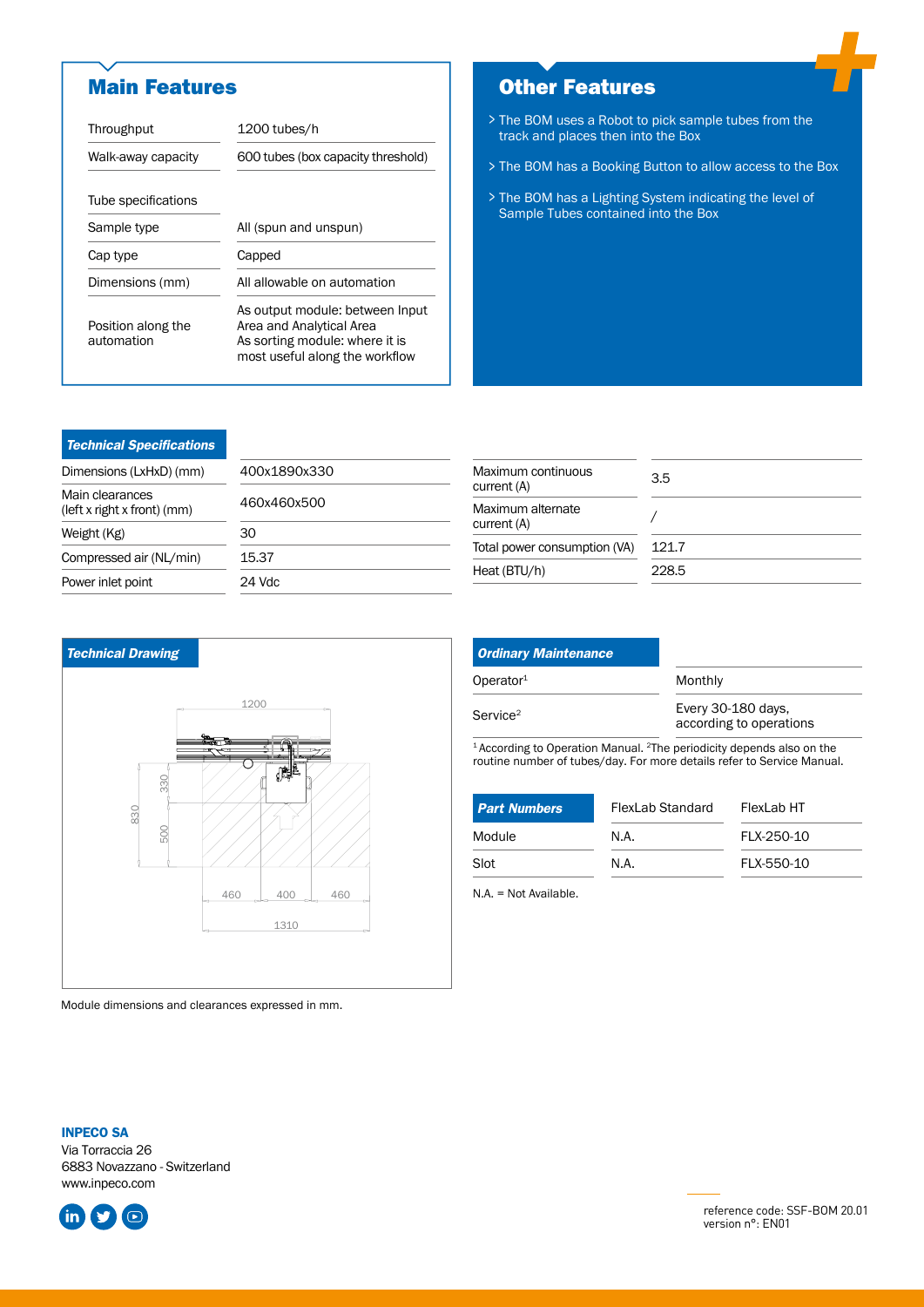## Main Features

| | |
|---|---|
| Throughput | 1200 tubes/h |
| Walk-away capacity | 600 tubes (box capacity threshold) |
| Tube specifications | |
| Sample type | All (spun and unspun) |
| Cap type | Capped |
| Dimensions (mm) | All allowable on automation |
| Position along the automation | As output module: between Input Area and Analytical Area<br>As sorting module: where it is most useful along the workflow |

## Other Features

- The BOM uses a Robot to pick sample tubes from the track and places then into the Box
- The BOM has a Booking Button to allow access to the Box
- The BOM has a Lighting System indicating the level of Sample Tubes contained into the Box

### *Technical Specifications*

| | |
|---|---|
| Dimensions (LxHxD) (mm) | 400x1890x330 |
| Main clearances (left x right x front) (mm) | 460x460x500 |
| Weight (Kg) | 30 |
| Compressed air (NL/min) | 15.37 |
| Power inlet point | 24 Vdc |
| Maximum continuous current (A) | 3.5 |
| Maximum alternate current (A) | / |
| Total power consumption (VA) | 121.7 |
| Heat (BTU/h) | 228.5 |

### *Technical Drawing*

1200

330

830

500

460 400 460

1310

Module dimensions and clearances expressed in mm.

### *Ordinary Maintenance*

| | |
|---|---|
| Operator[1] | Monthly |
| Service[2] | Every 30-180 days, according to operations |

[1] According to Operation Manual. [2] The periodicity depends also on the routine number of tubes/day. For more details refer to Service Manual.

| *Part Numbers* | FlexLab Standard | FlexLab HT |
|---|---|---|
| Module | N.A. | FLX-250-10 |
| Slot | N.A. | FLX-550-10 |

N.A. = Not Available.

**INPECO SA**
Via Torraccia 26
6883 Novazzano - Switzerland
www.inpeco.com

reference code: SSF-BOM 20.01
version n°: EN01